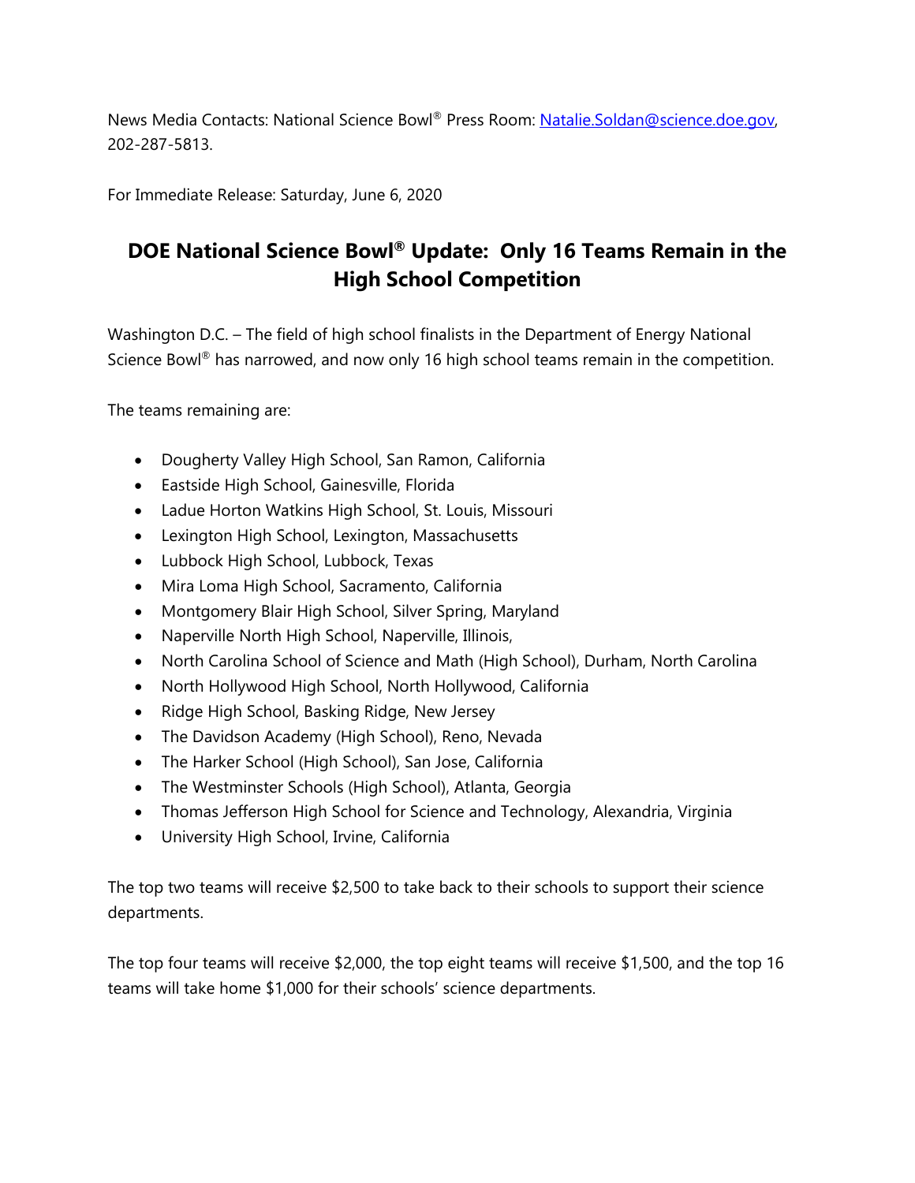News Media Contacts: National Science Bowl® Press Room: [Natalie.Soldan@science.doe.gov](mailto:Natalie.Soldan@science.doe.gov), 202-287-5813.

For Immediate Release: Saturday, June 6, 2020

# DOE National Science Bowl® Update: Only 16 Teams Remain in the High School Competition

Washington D.C. – The field of high school finalists in the Department of Energy National Science Bowl® has narrowed, and now only 16 high school teams remain in the competition.

The teams remaining are:

- Dougherty Valley High School, San Ramon, California
- Eastside High School, Gainesville, Florida
- Ladue Horton Watkins High School, St. Louis, Missouri
- Lexington High School, Lexington, Massachusetts
- Lubbock High School, Lubbock, Texas
- Mira Loma High School, Sacramento, California
- Montgomery Blair High School, Silver Spring, Maryland
- Naperville North High School, Naperville, Illinois,
- North Carolina School of Science and Math (High School), Durham, North Carolina
- North Hollywood High School, North Hollywood, California
- Ridge High School, Basking Ridge, New Jersey
- The Davidson Academy (High School), Reno, Nevada
- The Harker School (High School), San Jose, California
- The Westminster Schools (High School), Atlanta, Georgia
- Thomas Jefferson High School for Science and Technology, Alexandria, Virginia
- University High School, Irvine, California

The top two teams will receive $2,500 to take back to their schools to support their science departments.

The top four teams will receive $2,000, the top eight teams will receive $1,500, and the top 16 teams will take home $1,000 for their schools' science departments.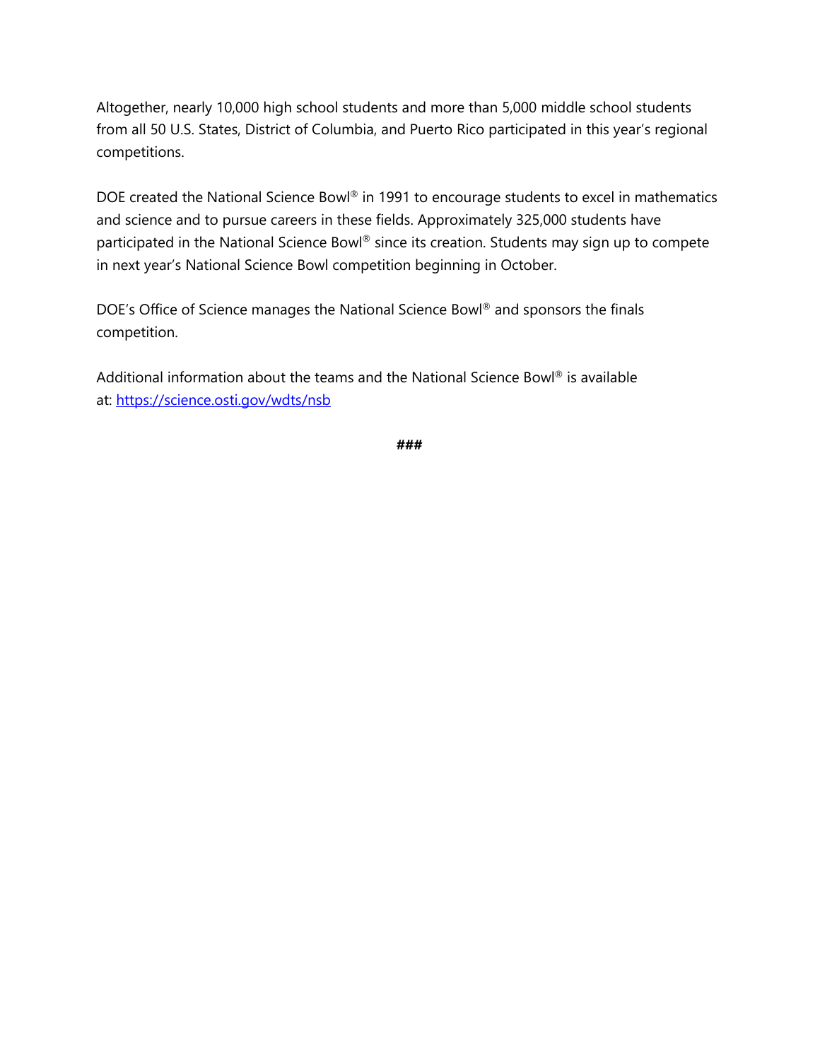Altogether, nearly 10,000 high school students and more than 5,000 middle school students from all 50 U.S. States, District of Columbia, and Puerto Rico participated in this year's regional competitions.

DOE created the National Science Bowl® in 1991 to encourage students to excel in mathematics and science and to pursue careers in these fields. Approximately 325,000 students have participated in the National Science Bowl® since its creation. Students may sign up to compete in next year's National Science Bowl competition beginning in October.

DOE's Office of Science manages the National Science Bowl® and sponsors the finals competition.

Additional information about the teams and the National Science Bowl® is available at: https://science.osti.gov/wdts/nsb

**###**